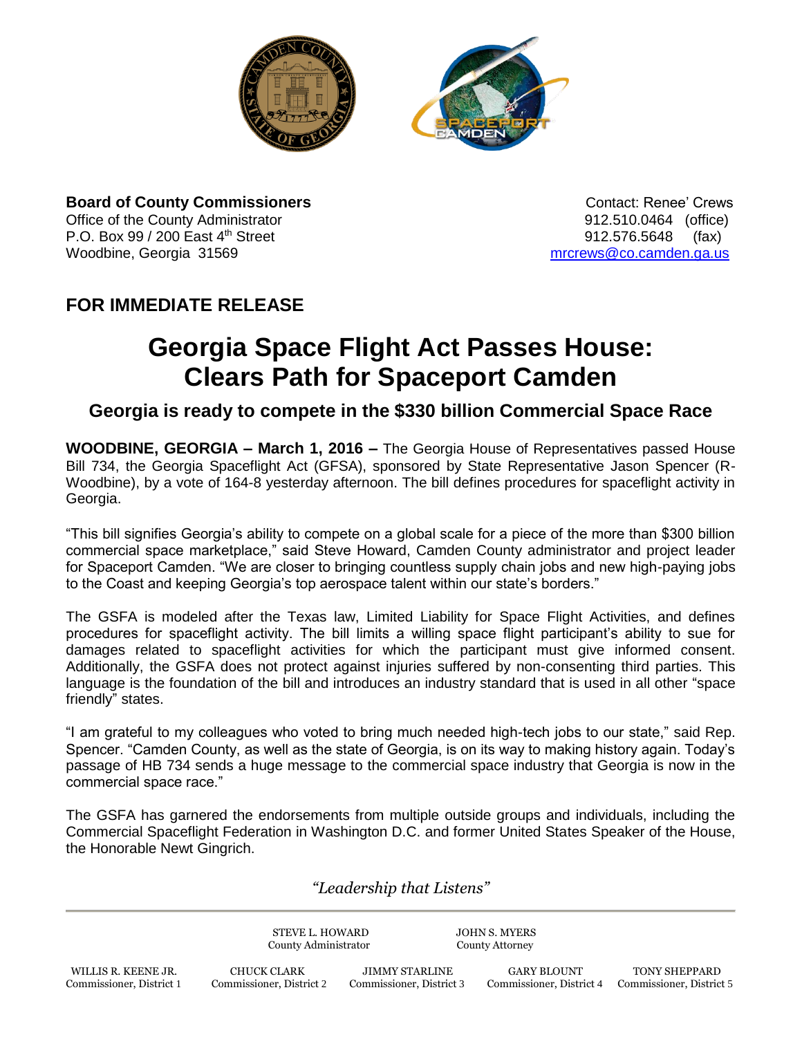**Board of County Commissioners**
Office of the County Administrator
P.O. Box 99 / 200 East 4th Street
Woodbine, Georgia 31569

Contact: Renee' Crews
912.510.0464 (office)
912.576.5648 (fax)
mrcrews@co.camden.ga.us

## FOR IMMEDIATE RELEASE

# Georgia Space Flight Act Passes House: Clears Path for Spaceport Camden

### Georgia is ready to compete in the $330 billion Commercial Space Race

**WOODBINE, GEORGIA – March 1, 2016 –** The Georgia House of Representatives passed House Bill 734, the Georgia Spaceflight Act (GFSA), sponsored by State Representative Jason Spencer (R-Woodbine), by a vote of 164-8 yesterday afternoon. The bill defines procedures for spaceflight activity in Georgia.

"This bill signifies Georgia's ability to compete on a global scale for a piece of the more than $300 billion commercial space marketplace," said Steve Howard, Camden County administrator and project leader for Spaceport Camden. "We are closer to bringing countless supply chain jobs and new high-paying jobs to the Coast and keeping Georgia's top aerospace talent within our state's borders."

The GSFA is modeled after the Texas law, Limited Liability for Space Flight Activities, and defines procedures for spaceflight activity. The bill limits a willing space flight participant's ability to sue for damages related to spaceflight activities for which the participant must give informed consent. Additionally, the GSFA does not protect against injuries suffered by non-consenting third parties. This language is the foundation of the bill and introduces an industry standard that is used in all other "space friendly" states.

"I am grateful to my colleagues who voted to bring much needed high-tech jobs to our state," said Rep. Spencer. "Camden County, as well as the state of Georgia, is on its way to making history again. Today's passage of HB 734 sends a huge message to the commercial space industry that Georgia is now in the commercial space race."

The GSFA has garnered the endorsements from multiple outside groups and individuals, including the Commercial Spaceflight Federation in Washington D.C. and former United States Speaker of the House, the Honorable Newt Gingrich.

*"Leadership that Listens"*

STEVE L. HOWARD, County Administrator
JOHN S. MYERS, County Attorney

WILLIS R. KEENE JR., Commissioner, District 1
CHUCK CLARK, Commissioner, District 2
JIMMY STARLINE, Commissioner, District 3
GARY BLOUNT, Commissioner, District 4
TONY SHEPPARD, Commissioner, District 5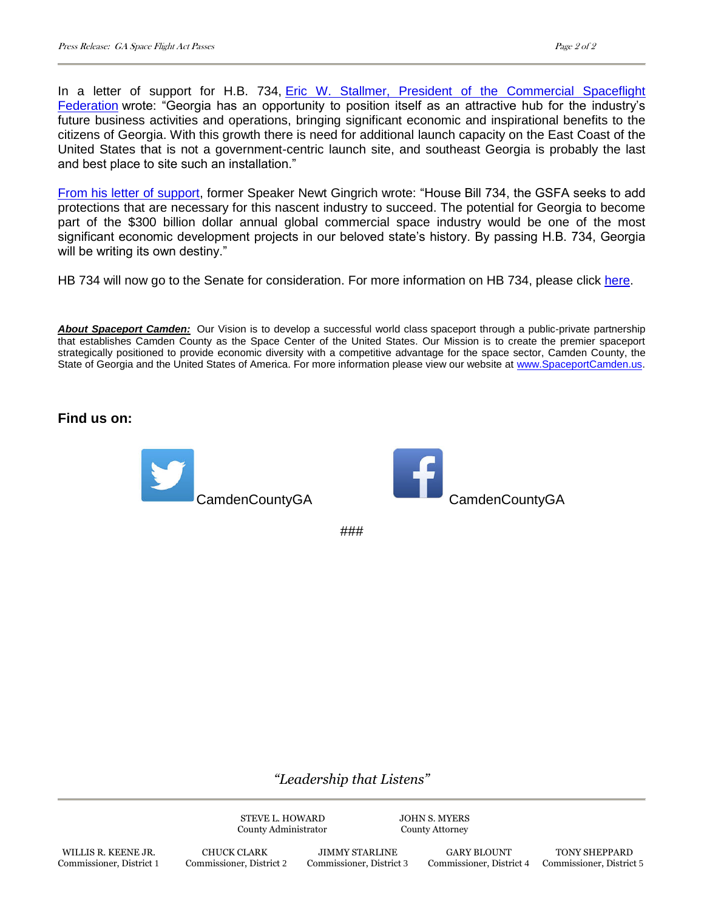In a letter of support for H.B. 734, Eric W. Stallmer, President of the Commercial Spaceflight Federation wrote: "Georgia has an opportunity to position itself as an attractive hub for the industry's future business activities and operations, bringing significant economic and inspirational benefits to the citizens of Georgia. With this growth there is need for additional launch capacity on the East Coast of the United States that is not a government-centric launch site, and southeast Georgia is probably the last and best place to site such an installation."

From his letter of support, former Speaker Newt Gingrich wrote: "House Bill 734, the GSFA seeks to add protections that are necessary for this nascent industry to succeed. The potential for Georgia to become part of the $300 billion dollar annual global commercial space industry would be one of the most significant economic development projects in our beloved state's history. By passing H.B. 734, Georgia will be writing its own destiny."

HB 734 will now go to the Senate for consideration. For more information on HB 734, please click here.

***About Spaceport Camden:*** Our Vision is to develop a successful world class spaceport through a public-private partnership that establishes Camden County as the Space Center of the United States. Our Mission is to create the premier spaceport strategically positioned to provide economic diversity with a competitive advantage for the space sector, Camden County, the State of Georgia and the United States of America. For more information please view our website at www.SpaceportCamden.us.

**Find us on:**

CamdenCountyGA

CamdenCountyGA

###

*"Leadership that Listens"*

STEVE L. HOWARD
County Administrator

JOHN S. MYERS
County Attorney

WILLIS R. KEENE JR.
Commissioner, District 1

CHUCK CLARK
Commissioner, District 2

JIMMY STARLINE
Commissioner, District 3

GARY BLOUNT
Commissioner, District 4

TONY SHEPPARD
Commissioner, District 5